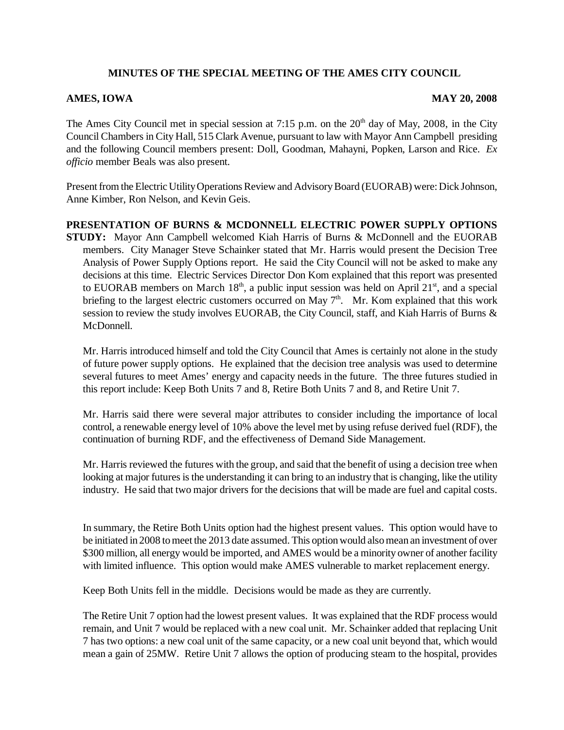**MINUTES OF THE SPECIAL MEETING OF THE AMES CITY COUNCIL**

**AMES, IOWA** **MAY 20, 2008**

The Ames City Council met in special session at 7:15 p.m. on the 20th day of May, 2008, in the City Council Chambers in City Hall, 515 Clark Avenue, pursuant to law with Mayor Ann Campbell presiding and the following Council members present: Doll, Goodman, Mahayni, Popken, Larson and Rice. *Ex officio* member Beals was also present.

Present from the Electric Utility Operations Review and Advisory Board (EUORAB) were: Dick Johnson, Anne Kimber, Ron Nelson, and Kevin Geis.

**PRESENTATION OF BURNS & MCDONNELL ELECTRIC POWER SUPPLY OPTIONS STUDY:** Mayor Ann Campbell welcomed Kiah Harris of Burns & McDonnell and the EUORAB members. City Manager Steve Schainker stated that Mr. Harris would present the Decision Tree Analysis of Power Supply Options report. He said the City Council will not be asked to make any decisions at this time. Electric Services Director Don Kom explained that this report was presented to EUORAB members on March 18th, a public input session was held on April 21st, and a special briefing to the largest electric customers occurred on May 7th. Mr. Kom explained that this work session to review the study involves EUORAB, the City Council, staff, and Kiah Harris of Burns & McDonnell.

Mr. Harris introduced himself and told the City Council that Ames is certainly not alone in the study of future power supply options. He explained that the decision tree analysis was used to determine several futures to meet Ames' energy and capacity needs in the future. The three futures studied in this report include: Keep Both Units 7 and 8, Retire Both Units 7 and 8, and Retire Unit 7.

Mr. Harris said there were several major attributes to consider including the importance of local control, a renewable energy level of 10% above the level met by using refuse derived fuel (RDF), the continuation of burning RDF, and the effectiveness of Demand Side Management.

Mr. Harris reviewed the futures with the group, and said that the benefit of using a decision tree when looking at major futures is the understanding it can bring to an industry that is changing, like the utility industry. He said that two major drivers for the decisions that will be made are fuel and capital costs.

In summary, the Retire Both Units option had the highest present values. This option would have to be initiated in 2008 to meet the 2013 date assumed. This option would also mean an investment of over $300 million, all energy would be imported, and AMES would be a minority owner of another facility with limited influence. This option would make AMES vulnerable to market replacement energy.

Keep Both Units fell in the middle. Decisions would be made as they are currently.

The Retire Unit 7 option had the lowest present values. It was explained that the RDF process would remain, and Unit 7 would be replaced with a new coal unit. Mr. Schainker added that replacing Unit 7 has two options: a new coal unit of the same capacity, or a new coal unit beyond that, which would mean a gain of 25MW. Retire Unit 7 allows the option of producing steam to the hospital, provides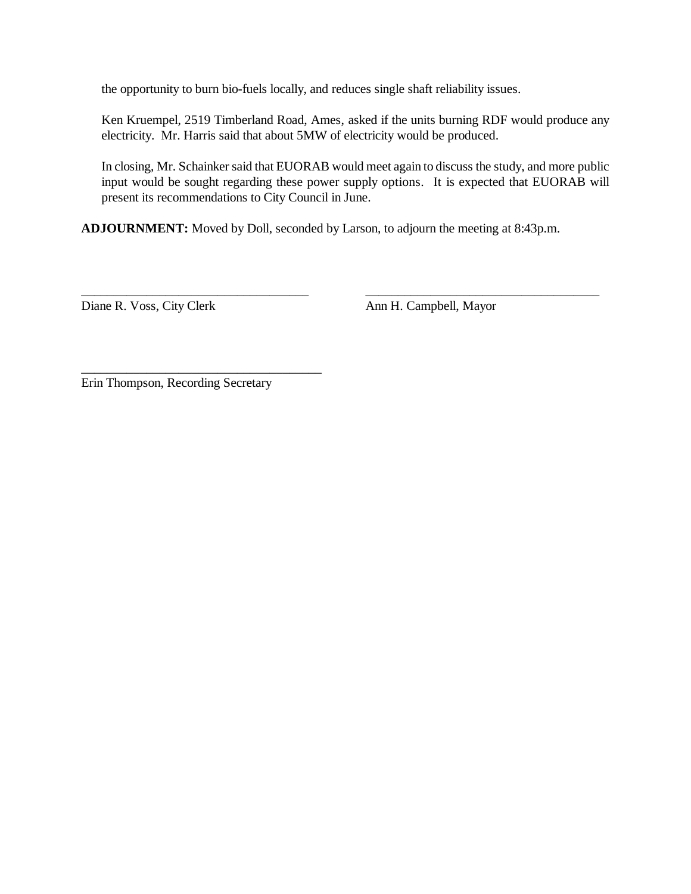the opportunity to burn bio-fuels locally, and reduces single shaft reliability issues.

Ken Kruempel, 2519 Timberland Road, Ames, asked if the units burning RDF would produce any electricity. Mr. Harris said that about 5MW of electricity would be produced.

In closing, Mr. Schainker said that EUORAB would meet again to discuss the study, and more public input would be sought regarding these power supply options. It is expected that EUORAB will present its recommendations to City Council in June.

**ADJOURNMENT:** Moved by Doll, seconded by Larson, to adjourn the meeting at 8:43p.m.

\_\_\_\_\_\_\_\_\_\_\_\_\_\_\_\_\_\_\_\_\_\_\_\_\_\_\_\_\_\_\_\_\_\_\_\_  
Diane R. Voss, City Clerk

\_\_\_\_\_\_\_\_\_\_\_\_\_\_\_\_\_\_\_\_\_\_\_\_\_\_\_\_\_\_\_\_\_\_\_\_  
Ann H. Campbell, Mayor

\_\_\_\_\_\_\_\_\_\_\_\_\_\_\_\_\_\_\_\_\_\_\_\_\_\_\_\_\_\_\_\_\_\_\_\_  
Erin Thompson, Recording Secretary